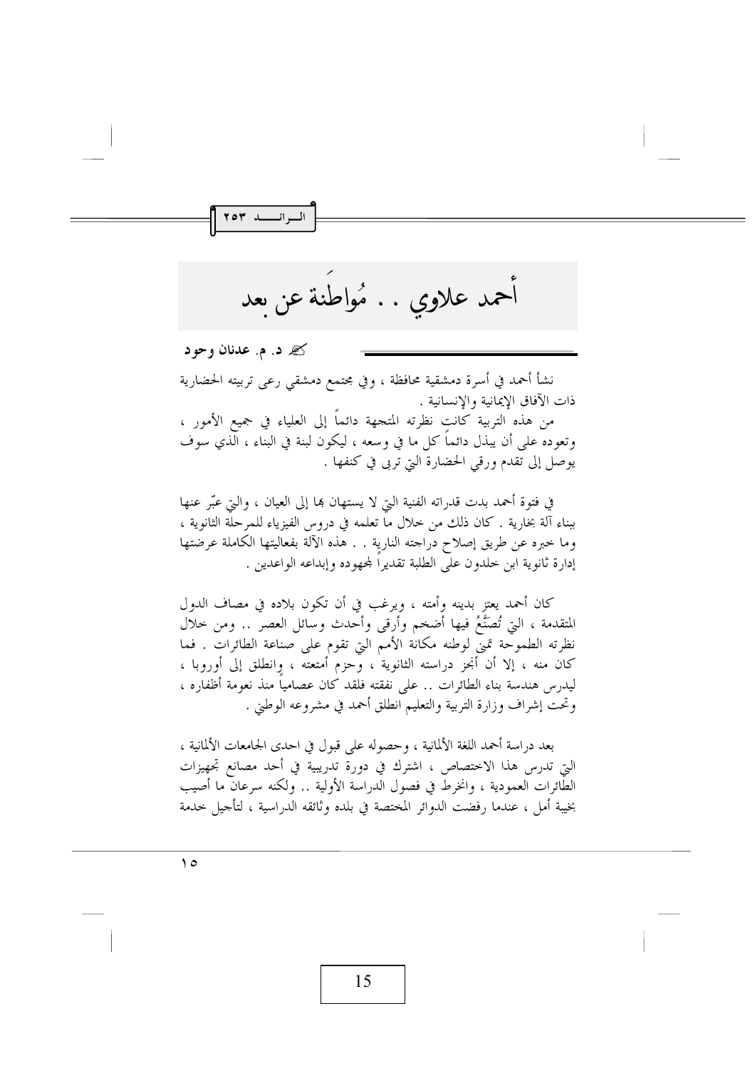# أحمد علاوي . . مُواطَنة عن بعد

✍ **د. م. عدنان وحود**

نشأ أحمد في أسرة دمشقية محافظة ، وفي مجتمع دمشقي رعى تربيته الحضارية ذات الآفاق الإيمانية والإنسانية .

من هذه التربية كانت نظرته المتجهة دائماً إلى العلياء في جميع الأمور ، وتعوده على أن يبذل دائماً كل ما في وسعه ، ليكون لبنة في البناء ، الذي سوف يوصل إلى تقدم ورقي الحضارة التي تربى في كنفها .

في فتوة أحمد بدت قدراته الفنية التي لا يستهان بها إلى العيان ، والتي عبّر عنها ببناء آلة بخارية . كان ذلك من خلال ما تعلمه في دروس الفيزياء للمرحلة الثانوية ، وما خبره عن طريق إصلاح دراجته النارية . . هذه الآلة بفعاليتها الكاملة عرضتها إدارة ثانوية ابن خلدون على الطلبة تقديراً لجهوده وإبداعه الواعدين .

كان أحمد يعتز بدينه وأمته ، ويرغب في أن تكون بلاده في مصاف الدول المتقدمة ، التي تُصَنَّعُ فيها أضخم وأرقى وأحدث وسائل العصر .. ومن خلال نظرته الطموحة تمنى لوطنه مكانة الأمم التي تقوم على صناعة الطائرات . فما كان منه ، إلا أن أنجز دراسته الثانوية ، وحزم أمتعته ، وانطلق إلى أوروبا ، ليدرس هندسة بناء الطائرات .. على نفقته فلقد كان عصامياً منذ نعومة أظفاره ، وتحت إشراف وزارة التربية والتعليم انطلق أحمد في مشروعه الوطني .

بعد دراسة أحمد اللغة الألمانية ، وحصوله على قبول في احدى الجامعات الألمانية ، التي تدرس هذا الاختصاص ، اشترك في دورة تدريبية في أحد مصانع تجهيزات الطائرات العمودية ، وانخرط في فصول الدراسة الأولية .. ولكنه سرعان ما أصيب بخيبة أمل ، عندما رفضت الدوائر المختصة في بلده وثائقه الدراسية ، لتأجيل خدمة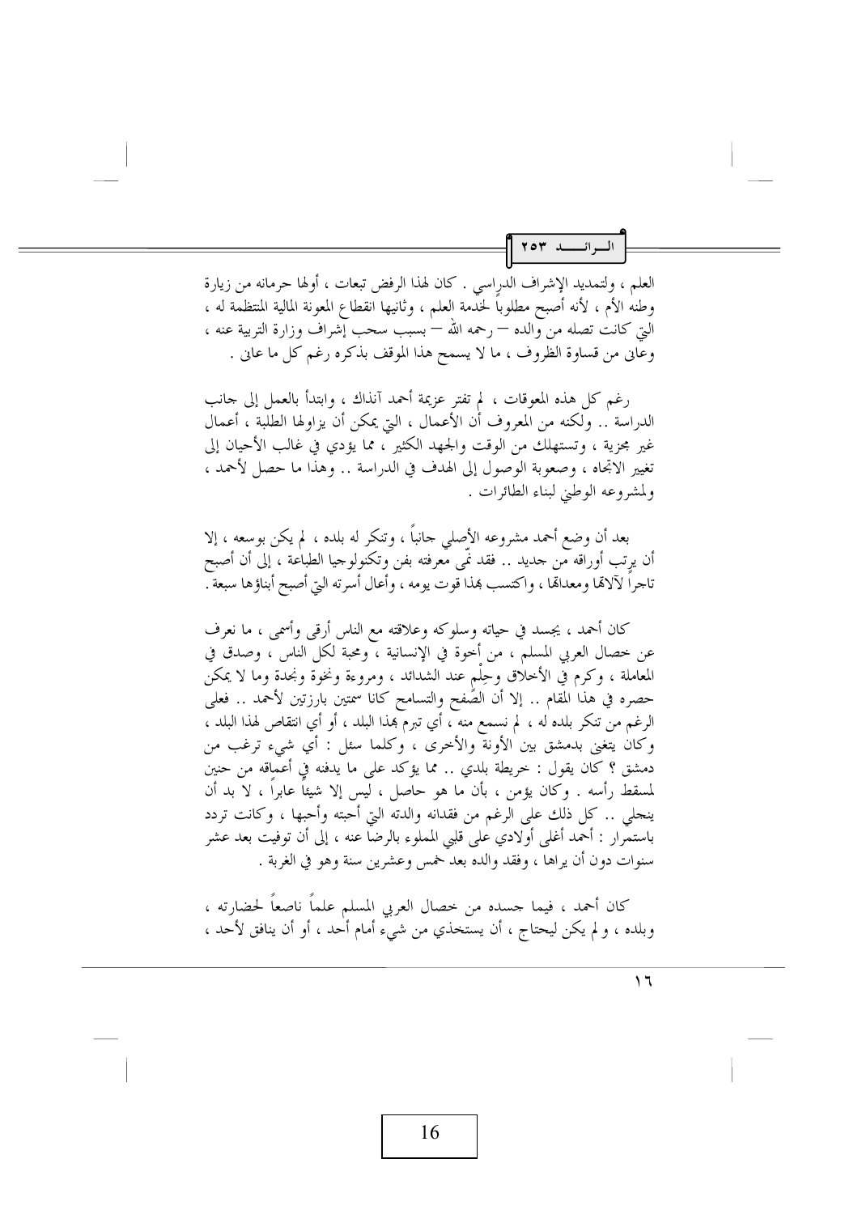العلم ، ولتمديد الإشراف الدراسي . كان لهذا الرفض تبعات ، أولها حرمانه من زيارة وطنه الأم ، لأنه أصبح مطلوباً لخدمة العلم ، وثانيها انقطاع المعونة المالية المنتظمة له ، التي كانت تصله من والده — رحمه الله — بسبب سحب إشراف وزارة التربية عنه ، وعاني من قساوة الظروف ، ما لا يسمح هذا الموقف بذكره رغم كل ما عاني .

رغم كل هذه المعوقات ، لم تفتر عزيمة أحمد آنذاك ، وابتدأ بالعمل إلى جانب الدراسة .. ولكنه من المعروف أن الأعمال ، التي يمكن أن يزاولها الطلبة ، أعمال غير مجزية ، وتستهلك من الوقت والجهد الكثير ، مما يؤدي في غالب الأحيان إلى تغيير الاتجاه ، وصعوبة الوصول إلى الهدف في الدراسة .. وهذا ما حصل لأحمد ، ولمشروعه الوطني لبناء الطائرات .

بعد أن وضع أحمد مشروعه الأصلي جانباً ، وتنكر له بلده ، لم يكن بوسعه ، إلا أن يرتب أوراقه من جديد .. فقد نمّى معرفته بفن وتكنولوجيا الطباعة ، إلى أن أصبح تاجراً لآلاتها ومعداتها ، واكتسب بهذا قوت يومه ، وأعال أسرته التي أصبح أبناؤها سبعة .

كان أحمد ، يجسد في حياته وسلوكه وعلاقته مع الناس أرقى وأسمى ، ما نعرف عن خصال العربي المسلم ، من أخوة في الإنسانية ، ومحبة لكل الناس ، وصدق في المعاملة ، وكرم في الأخلاق وحِلْم عند الشدائد ، ومروءة ونخوة ونجدة وما لا يمكن حصره في هذا المقام .. إلا أن الصفح والتسامح كانا سمتين بارزتين لأحمد .. فعلى الرغم من تنكر بلده له ، لم نسمع منه ، أي تبرم بهذا البلد ، أو أي انتقاص لهذا البلد ، وكان يتغنى بدمشق بين الأونة والأخرى ، وكلما سئل : أي شيء ترغب من دمشق ؟ كان يقول : خريطة بلدي .. مما يؤكد على ما يدفنه في أعماقه من حنين لمسقط رأسه . وكان يؤمن ، بأن ما هو حاصل ، ليس إلا شيئاً عابراً ، لا بد أن ينجلي .. كل ذلك على الرغم من فقدانه والدته التي أحبته وأحبها ، وكانت تردد باستمرار : أحمد أغلى أولادي على قلبي المملوء بالرضا عنه ، إلى أن توفيت بعد عشر سنوات دون أن يراها ، وفقد والده بعد خمس وعشرين سنة وهو في الغربة .

كان أحمد ، فيما جسده من خصال العربي المسلم علماً ناصعاً لحضارته ، وبلده ، ولم يكن ليحتاج ، أن يستخذي من شيء أمام أحد ، أو أن ينافق لأحد ،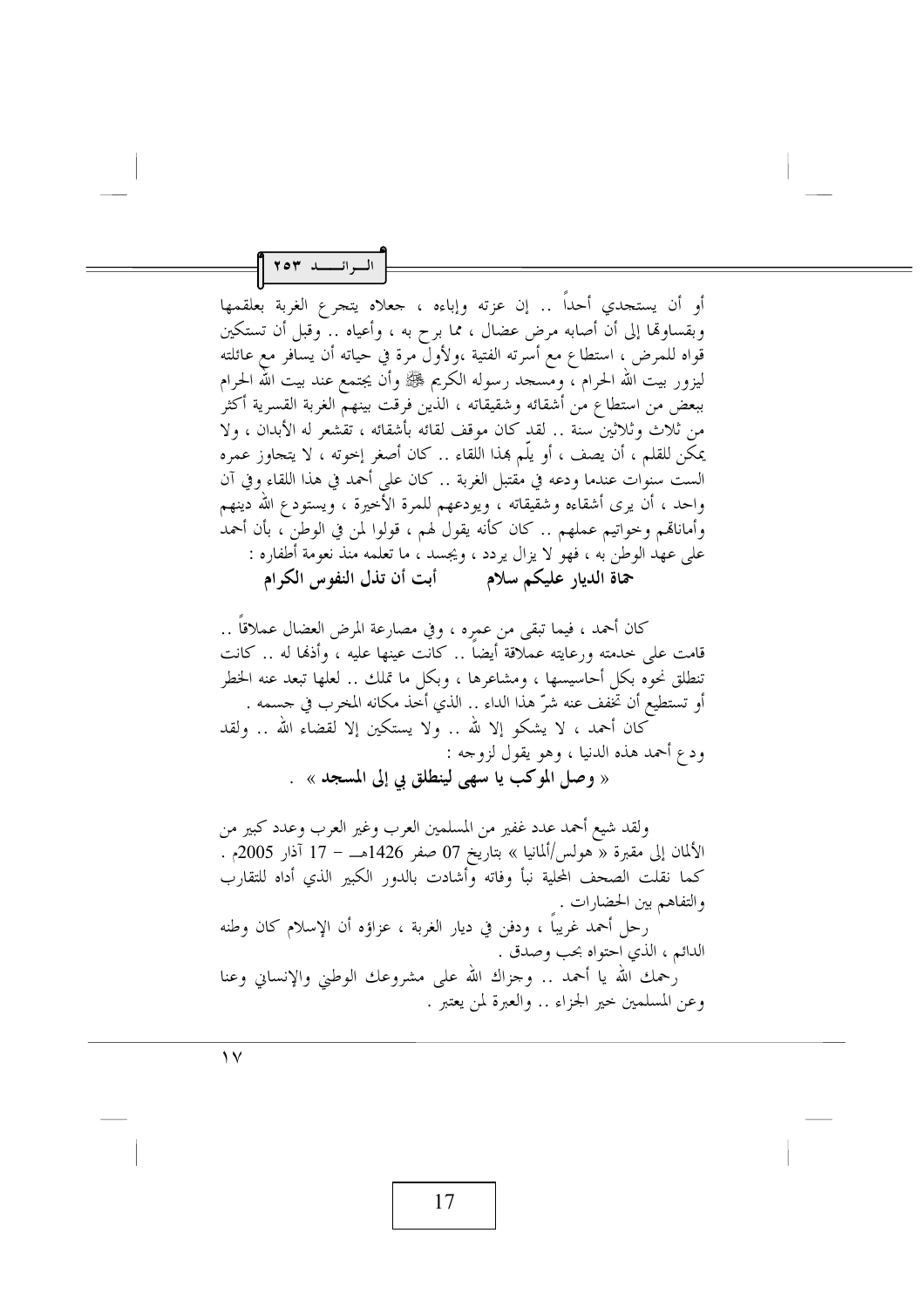أو أن يستجدي أحداً .. إن عزته وإباءه ، جعلاه يتجرع الغربة بعلقمها وبقساوتها إلى أن أصابه مرض عضال ، مما برح به ، وأعياه .. وقبل أن تستكين قواه للمرض ، استطاع مع أسرته الفتية ،ولأول مرة في حياته أن يسافر مع عائلته ليزور بيت الله الحرام ، ومسجد رسوله الكريم ﷺ وأن يجتمع عند بيت الله الحرام ببعض من استطاع من أشقائه وشقيقاته ، الذين فرقت بينهم الغربة القسرية أكثر من ثلاث وثلاثين سنة .. لقد كان موقف لقائه بأشقائه ، تقشعر له الأبدان ، ولا يمكن للقلم ، أن يصف ، أو يلّم بهذا اللقاء .. كان أصغر إخوته ، لا يتجاوز عمره الست سنوات عندما ودعه في مقتبل الغربة .. كان على أحمد في هذا اللقاء وفي آن واحد ، أن يرى أشقاءه وشقيقاته ، ويودعهم للمرة الأخيرة ، ويستودع الله دينهم وأماناتهم وخواتيم عملهم .. كان كأنه يقول لهم ، قولوا لمن في الوطن ، بأن أحمد على عهد الوطن به ، فهو لا يزال يردد ، ويجسد ، ما تعلمه منذ نعومة أظفاره :

**حماة الديار عليكم سلام　　　أبت أن تذل النفوس الكرام**

كان أحمد ، فيما تبقى من عمره ، وفي مصارعة المرض العضال عملاقاً .. قامت على خدمته ورعايته عملاقة أيضاً .. كانت عينها عليه ، وأذنها له .. كانت تنطلق نحوه بكل أحاسيسها ، ومشاعرها ، وبكل ما تملك .. لعلها تبعد عنه الخطر أو تستطيع أن تخفف عنه شرّ هذا الداء .. الذي أخذ مكانه المخرب في جسمه .

كان أحمد ، لا يشكو إلا لله .. ولا يستكين إلا لقضاء الله .. ولقد ودع أحمد هذه الدنيا ، وهو يقول لزوجه :

**« وصل الموكب يا سهى لينطلق بي إلى المسجد »** .

ولقد شيع أحمد عدد غفير من المسلمين العرب وغير العرب وعدد كبير من الألمان إلى مقبرة « هولس/ألمانيا » بتاريخ 07 صفر 1426هـ – 17 آذار 2005م . كما نقلت الصحف المحلية نبأ وفاته وأشادت بالدور الكبير الذي أداه للتقارب والتفاهم بين الحضارات .

رحل أحمد غريباً ، ودفن في ديار الغربة ، عزاؤه أن الإسلام كان وطنه الدائم ، الذي احتواه بحب وصدق .

رحمك الله يا أحمد .. وجزاك الله على مشروعك الوطني والإنساني وعنا وعن المسلمين خير الجزاء .. والعبرة لمن يعتبر .